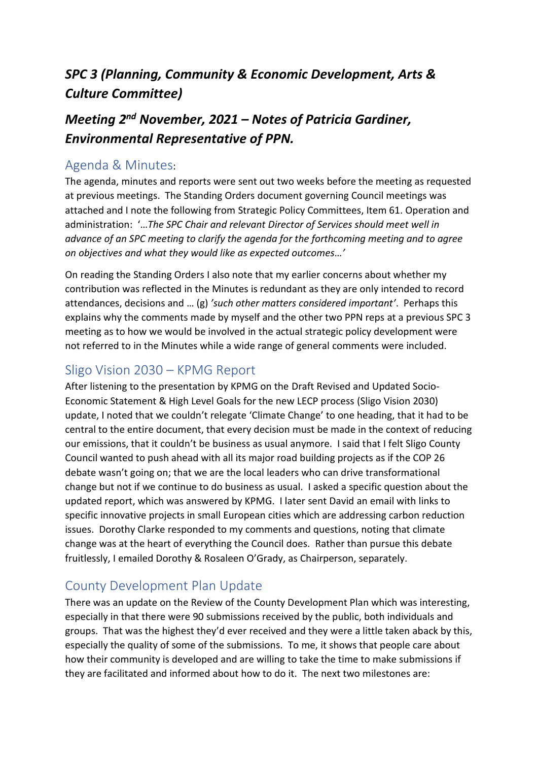# *SPC 3 (Planning, Community & Economic Development, Arts & Culture Committee)*

# *Meeting 2nd November, 2021 – Notes of Patricia Gardiner, Environmental Representative of PPN.*

## Agenda & Minutes:

The agenda, minutes and reports were sent out two weeks before the meeting as requested at previous meetings. The Standing Orders document governing Council meetings was attached and I note the following from Strategic Policy Committees, Item 61. Operation and administration: '…*The SPC Chair and relevant Director of Services should meet well in advance of an SPC meeting to clarify the agenda for the forthcoming meeting and to agree on objectives and what they would like as expected outcomes…'*

On reading the Standing Orders I also note that my earlier concerns about whether my contribution was reflected in the Minutes is redundant as they are only intended to record attendances, decisions and … (g) *'such other matters considered important'*. Perhaps this explains why the comments made by myself and the other two PPN reps at a previous SPC 3 meeting as to how we would be involved in the actual strategic policy development were not referred to in the Minutes while a wide range of general comments were included.

## Sligo Vision 2030 – KPMG Report

After listening to the presentation by KPMG on the Draft Revised and Updated Socio-Economic Statement & High Level Goals for the new LECP process (Sligo Vision 2030) update, I noted that we couldn't relegate 'Climate Change' to one heading, that it had to be central to the entire document, that every decision must be made in the context of reducing our emissions, that it couldn't be business as usual anymore. I said that I felt Sligo County Council wanted to push ahead with all its major road building projects as if the COP 26 debate wasn't going on; that we are the local leaders who can drive transformational change but not if we continue to do business as usual. I asked a specific question about the updated report, which was answered by KPMG. I later sent David an email with links to specific innovative projects in small European cities which are addressing carbon reduction issues. Dorothy Clarke responded to my comments and questions, noting that climate change was at the heart of everything the Council does. Rather than pursue this debate fruitlessly, I emailed Dorothy & Rosaleen O'Grady, as Chairperson, separately.

## County Development Plan Update

There was an update on the Review of the County Development Plan which was interesting, especially in that there were 90 submissions received by the public, both individuals and groups. That was the highest they'd ever received and they were a little taken aback by this, especially the quality of some of the submissions. To me, it shows that people care about how their community is developed and are willing to take the time to make submissions if they are facilitated and informed about how to do it. The next two milestones are: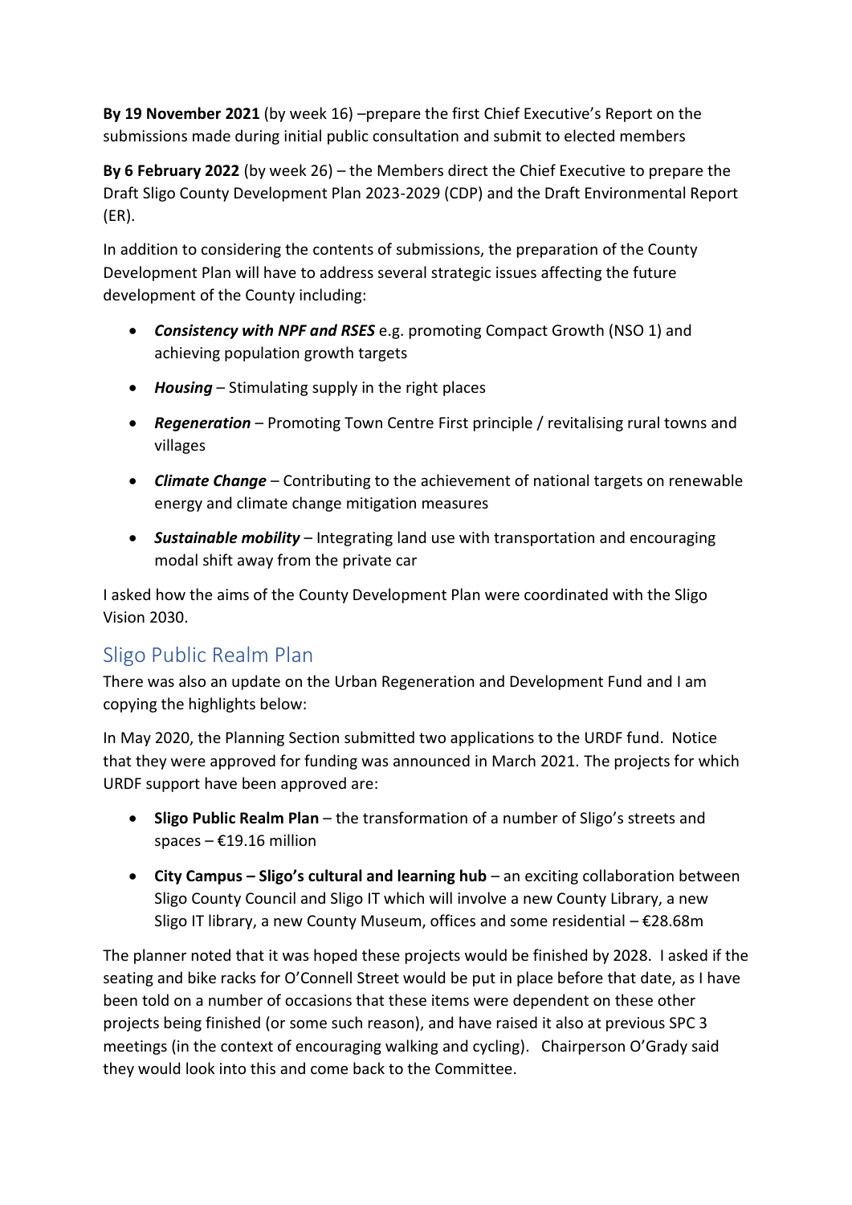**By 19 November 2021** (by week 16) –prepare the first Chief Executive's Report on the submissions made during initial public consultation and submit to elected members

**By 6 February 2022** (by week 26) – the Members direct the Chief Executive to prepare the Draft Sligo County Development Plan 2023-2029 (CDP) and the Draft Environmental Report (ER).

In addition to considering the contents of submissions, the preparation of the County Development Plan will have to address several strategic issues affecting the future development of the County including:

- ***Consistency with NPF and RSES*** e.g. promoting Compact Growth (NSO 1) and achieving population growth targets
- ***Housing*** – Stimulating supply in the right places
- ***Regeneration*** – Promoting Town Centre First principle / revitalising rural towns and villages
- ***Climate Change*** – Contributing to the achievement of national targets on renewable energy and climate change mitigation measures
- ***Sustainable mobility*** – Integrating land use with transportation and encouraging modal shift away from the private car

I asked how the aims of the County Development Plan were coordinated with the Sligo Vision 2030.

## Sligo Public Realm Plan

There was also an update on the Urban Regeneration and Development Fund and I am copying the highlights below:

In May 2020, the Planning Section submitted two applications to the URDF fund. Notice that they were approved for funding was announced in March 2021. The projects for which URDF support have been approved are:

- **Sligo Public Realm Plan** – the transformation of a number of Sligo's streets and spaces – €19.16 million
- **City Campus – Sligo's cultural and learning hub** – an exciting collaboration between Sligo County Council and Sligo IT which will involve a new County Library, a new Sligo IT library, a new County Museum, offices and some residential – €28.68m

The planner noted that it was hoped these projects would be finished by 2028. I asked if the seating and bike racks for O'Connell Street would be put in place before that date, as I have been told on a number of occasions that these items were dependent on these other projects being finished (or some such reason), and have raised it also at previous SPC 3 meetings (in the context of encouraging walking and cycling). Chairperson O'Grady said they would look into this and come back to the Committee.